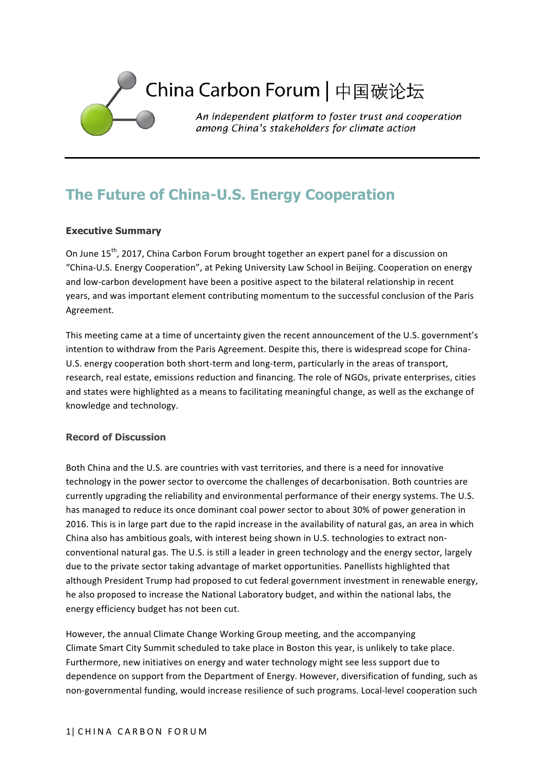China Carbon Forum | 中国碳论坛

*An independent platform to foster trust and cooperation among China's stakeholders for climate action*

# The Future of China-U.S. Energy Cooperation

## Executive Summary

On June 15th, 2017, China Carbon Forum brought together an expert panel for a discussion on "China-U.S. Energy Cooperation", at Peking University Law School in Beijing. Cooperation on energy and low-carbon development have been a positive aspect to the bilateral relationship in recent years, and was important element contributing momentum to the successful conclusion of the Paris Agreement.

This meeting came at a time of uncertainty given the recent announcement of the U.S. government's intention to withdraw from the Paris Agreement. Despite this, there is widespread scope for China-U.S. energy cooperation both short-term and long-term, particularly in the areas of transport, research, real estate, emissions reduction and financing. The role of NGOs, private enterprises, cities and states were highlighted as a means to facilitating meaningful change, as well as the exchange of knowledge and technology.

## Record of Discussion

Both China and the U.S. are countries with vast territories, and there is a need for innovative technology in the power sector to overcome the challenges of decarbonisation. Both countries are currently upgrading the reliability and environmental performance of their energy systems. The U.S. has managed to reduce its once dominant coal power sector to about 30% of power generation in 2016. This is in large part due to the rapid increase in the availability of natural gas, an area in which China also has ambitious goals, with interest being shown in U.S. technologies to extract non-conventional natural gas. The U.S. is still a leader in green technology and the energy sector, largely due to the private sector taking advantage of market opportunities. Panellists highlighted that although President Trump had proposed to cut federal government investment in renewable energy, he also proposed to increase the National Laboratory budget, and within the national labs, the energy efficiency budget has not been cut.

However, the annual Climate Change Working Group meeting, and the accompanying Climate Smart City Summit scheduled to take place in Boston this year, is unlikely to take place. Furthermore, new initiatives on energy and water technology might see less support due to dependence on support from the Department of Energy. However, diversification of funding, such as non-governmental funding, would increase resilience of such programs. Local-level cooperation such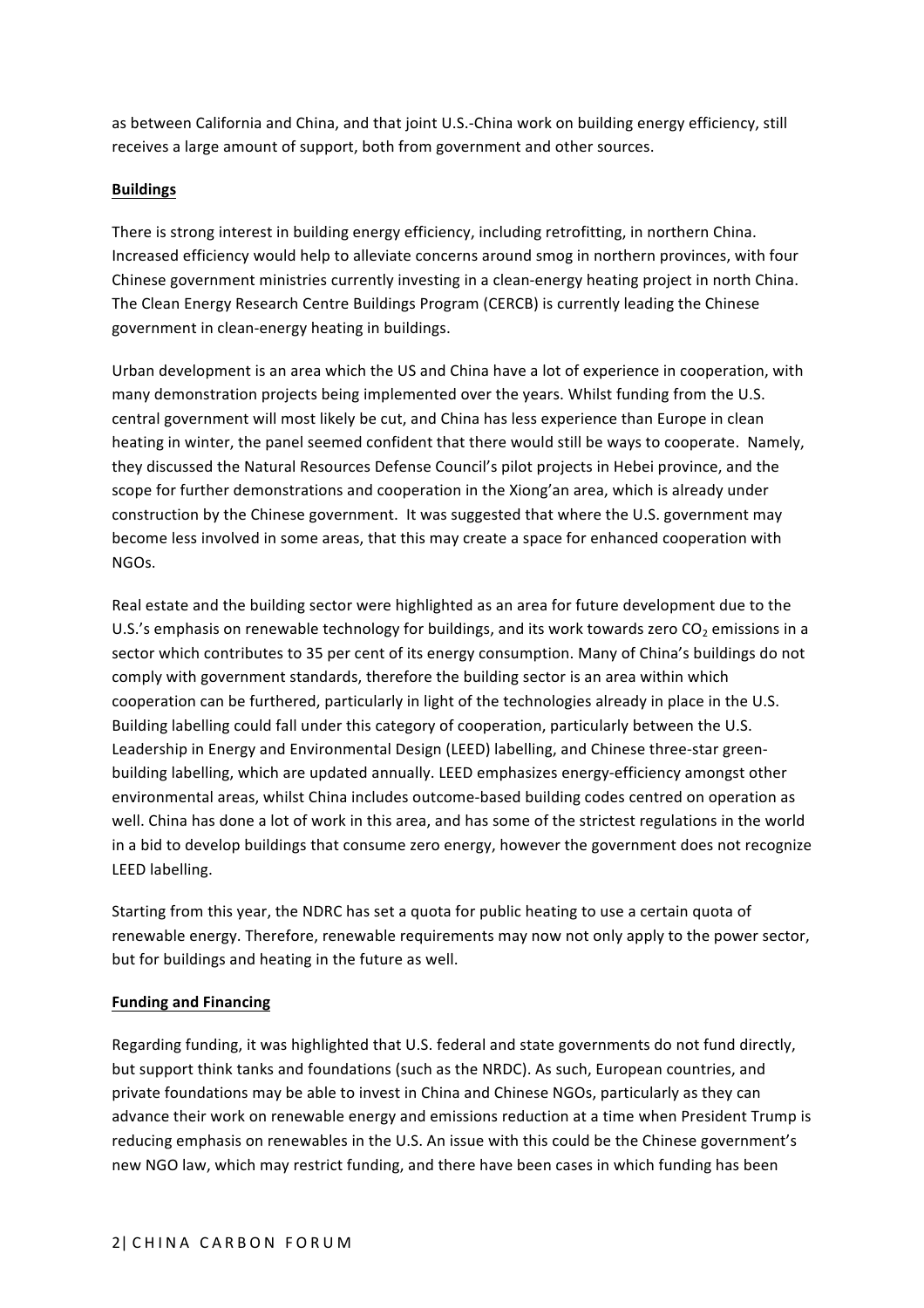as between California and China, and that joint U.S.-China work on building energy efficiency, still receives a large amount of support, both from government and other sources.

**Buildings**

There is strong interest in building energy efficiency, including retrofitting, in northern China. Increased efficiency would help to alleviate concerns around smog in northern provinces, with four Chinese government ministries currently investing in a clean-energy heating project in north China. The Clean Energy Research Centre Buildings Program (CERCB) is currently leading the Chinese government in clean-energy heating in buildings.

Urban development is an area which the US and China have a lot of experience in cooperation, with many demonstration projects being implemented over the years. Whilst funding from the U.S. central government will most likely be cut, and China has less experience than Europe in clean heating in winter, the panel seemed confident that there would still be ways to cooperate. Namely, they discussed the Natural Resources Defense Council's pilot projects in Hebei province, and the scope for further demonstrations and cooperation in the Xiong'an area, which is already under construction by the Chinese government. It was suggested that where the U.S. government may become less involved in some areas, that this may create a space for enhanced cooperation with NGOs.

Real estate and the building sector were highlighted as an area for future development due to the U.S.'s emphasis on renewable technology for buildings, and its work towards zero $CO_2$ emissions in a sector which contributes to 35 per cent of its energy consumption. Many of China's buildings do not comply with government standards, therefore the building sector is an area within which cooperation can be furthered, particularly in light of the technologies already in place in the U.S. Building labelling could fall under this category of cooperation, particularly between the U.S. Leadership in Energy and Environmental Design (LEED) labelling, and Chinese three-star green-building labelling, which are updated annually. LEED emphasizes energy-efficiency amongst other environmental areas, whilst China includes outcome-based building codes centred on operation as well. China has done a lot of work in this area, and has some of the strictest regulations in the world in a bid to develop buildings that consume zero energy, however the government does not recognize LEED labelling.

Starting from this year, the NDRC has set a quota for public heating to use a certain quota of renewable energy. Therefore, renewable requirements may now not only apply to the power sector, but for buildings and heating in the future as well.

**Funding and Financing**

Regarding funding, it was highlighted that U.S. federal and state governments do not fund directly, but support think tanks and foundations (such as the NRDC). As such, European countries, and private foundations may be able to invest in China and Chinese NGOs, particularly as they can advance their work on renewable energy and emissions reduction at a time when President Trump is reducing emphasis on renewables in the U.S. An issue with this could be the Chinese government's new NGO law, which may restrict funding, and there have been cases in which funding has been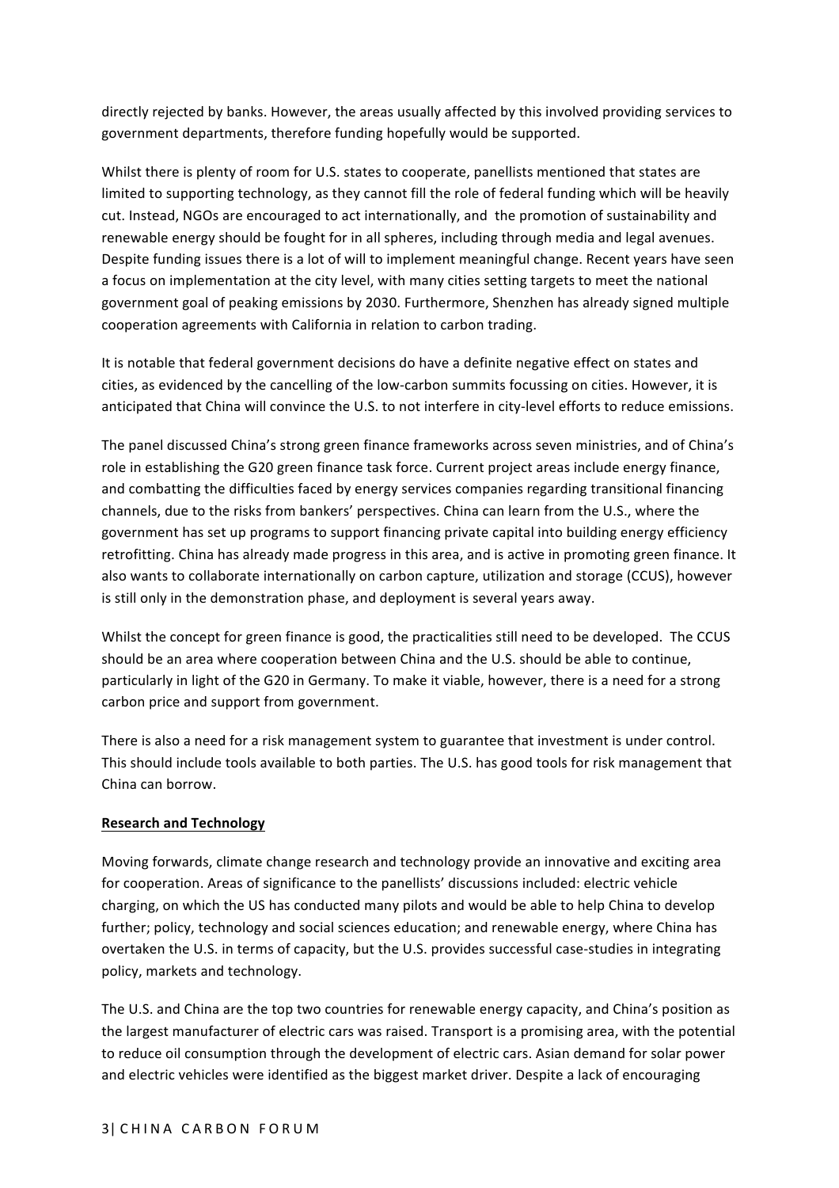directly rejected by banks. However, the areas usually affected by this involved providing services to government departments, therefore funding hopefully would be supported.

Whilst there is plenty of room for U.S. states to cooperate, panellists mentioned that states are limited to supporting technology, as they cannot fill the role of federal funding which will be heavily cut. Instead, NGOs are encouraged to act internationally, and the promotion of sustainability and renewable energy should be fought for in all spheres, including through media and legal avenues. Despite funding issues there is a lot of will to implement meaningful change. Recent years have seen a focus on implementation at the city level, with many cities setting targets to meet the national government goal of peaking emissions by 2030. Furthermore, Shenzhen has already signed multiple cooperation agreements with California in relation to carbon trading.

It is notable that federal government decisions do have a definite negative effect on states and cities, as evidenced by the cancelling of the low-carbon summits focussing on cities. However, it is anticipated that China will convince the U.S. to not interfere in city-level efforts to reduce emissions.

The panel discussed China's strong green finance frameworks across seven ministries, and of China's role in establishing the G20 green finance task force. Current project areas include energy finance, and combatting the difficulties faced by energy services companies regarding transitional financing channels, due to the risks from bankers' perspectives. China can learn from the U.S., where the government has set up programs to support financing private capital into building energy efficiency retrofitting. China has already made progress in this area, and is active in promoting green finance. It also wants to collaborate internationally on carbon capture, utilization and storage (CCUS), however is still only in the demonstration phase, and deployment is several years away.

Whilst the concept for green finance is good, the practicalities still need to be developed. The CCUS should be an area where cooperation between China and the U.S. should be able to continue, particularly in light of the G20 in Germany. To make it viable, however, there is a need for a strong carbon price and support from government.

There is also a need for a risk management system to guarantee that investment is under control. This should include tools available to both parties. The U.S. has good tools for risk management that China can borrow.

**Research and Technology**

Moving forwards, climate change research and technology provide an innovative and exciting area for cooperation. Areas of significance to the panellists' discussions included: electric vehicle charging, on which the US has conducted many pilots and would be able to help China to develop further; policy, technology and social sciences education; and renewable energy, where China has overtaken the U.S. in terms of capacity, but the U.S. provides successful case-studies in integrating policy, markets and technology.

The U.S. and China are the top two countries for renewable energy capacity, and China's position as the largest manufacturer of electric cars was raised. Transport is a promising area, with the potential to reduce oil consumption through the development of electric cars. Asian demand for solar power and electric vehicles were identified as the biggest market driver. Despite a lack of encouraging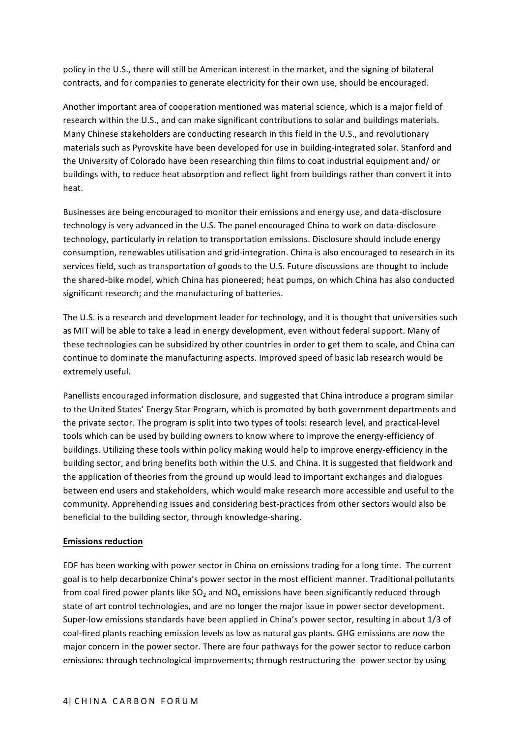policy in the U.S., there will still be American interest in the market, and the signing of bilateral contracts, and for companies to generate electricity for their own use, should be encouraged.

Another important area of cooperation mentioned was material science, which is a major field of research within the U.S., and can make significant contributions to solar and buildings materials. Many Chinese stakeholders are conducting research in this field in the U.S., and revolutionary materials such as Pyrovskite have been developed for use in building-integrated solar. Stanford and the University of Colorado have been researching thin films to coat industrial equipment and/ or buildings with, to reduce heat absorption and reflect light from buildings rather than convert it into heat.

Businesses are being encouraged to monitor their emissions and energy use, and data-disclosure technology is very advanced in the U.S. The panel encouraged China to work on data-disclosure technology, particularly in relation to transportation emissions. Disclosure should include energy consumption, renewables utilisation and grid-integration. China is also encouraged to research in its services field, such as transportation of goods to the U.S. Future discussions are thought to include the shared-bike model, which China has pioneered; heat pumps, on which China has also conducted significant research; and the manufacturing of batteries.

The U.S. is a research and development leader for technology, and it is thought that universities such as MIT will be able to take a lead in energy development, even without federal support. Many of these technologies can be subsidized by other countries in order to get them to scale, and China can continue to dominate the manufacturing aspects. Improved speed of basic lab research would be extremely useful.

Panellists encouraged information disclosure, and suggested that China introduce a program similar to the United States' Energy Star Program, which is promoted by both government departments and the private sector. The program is split into two types of tools: research level, and practical-level tools which can be used by building owners to know where to improve the energy-efficiency of buildings. Utilizing these tools within policy making would help to improve energy-efficiency in the building sector, and bring benefits both within the U.S. and China. It is suggested that fieldwork and the application of theories from the ground up would lead to important exchanges and dialogues between end users and stakeholders, which would make research more accessible and useful to the community. Apprehending issues and considering best-practices from other sectors would also be beneficial to the building sector, through knowledge-sharing.

**Emissions reduction**

EDF has been working with power sector in China on emissions trading for a long time. The current goal is to help decarbonize China's power sector in the most efficient manner. Traditional pollutants from coal fired power plants like $SO_2$ and $NO_x$ emissions have been significantly reduced through state of art control technologies, and are no longer the major issue in power sector development. Super-low emissions standards have been applied in China's power sector, resulting in about 1/3 of coal-fired plants reaching emission levels as low as natural gas plants. GHG emissions are now the major concern in the power sector. There are four pathways for the power sector to reduce carbon emissions: through technological improvements; through restructuring the power sector by using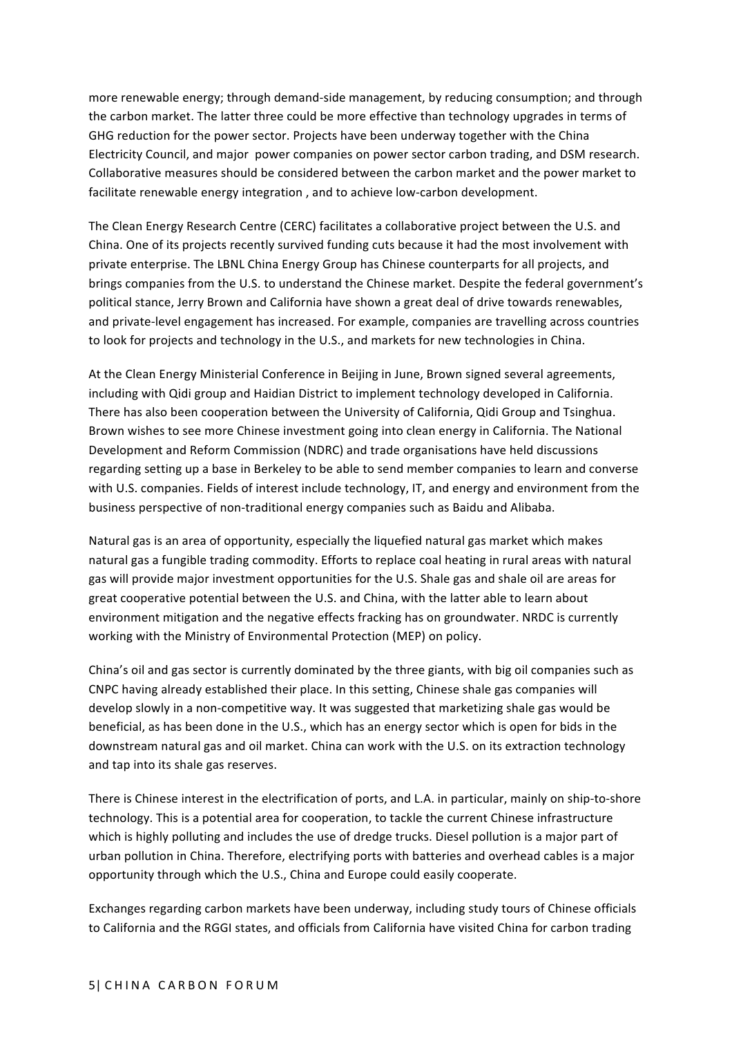more renewable energy; through demand-side management, by reducing consumption; and through the carbon market. The latter three could be more effective than technology upgrades in terms of GHG reduction for the power sector. Projects have been underway together with the China Electricity Council, and major power companies on power sector carbon trading, and DSM research. Collaborative measures should be considered between the carbon market and the power market to facilitate renewable energy integration , and to achieve low-carbon development.

The Clean Energy Research Centre (CERC) facilitates a collaborative project between the U.S. and China. One of its projects recently survived funding cuts because it had the most involvement with private enterprise. The LBNL China Energy Group has Chinese counterparts for all projects, and brings companies from the U.S. to understand the Chinese market. Despite the federal government's political stance, Jerry Brown and California have shown a great deal of drive towards renewables, and private-level engagement has increased. For example, companies are travelling across countries to look for projects and technology in the U.S., and markets for new technologies in China.

At the Clean Energy Ministerial Conference in Beijing in June, Brown signed several agreements, including with Qidi group and Haidian District to implement technology developed in California. There has also been cooperation between the University of California, Qidi Group and Tsinghua. Brown wishes to see more Chinese investment going into clean energy in California. The National Development and Reform Commission (NDRC) and trade organisations have held discussions regarding setting up a base in Berkeley to be able to send member companies to learn and converse with U.S. companies. Fields of interest include technology, IT, and energy and environment from the business perspective of non-traditional energy companies such as Baidu and Alibaba.

Natural gas is an area of opportunity, especially the liquefied natural gas market which makes natural gas a fungible trading commodity. Efforts to replace coal heating in rural areas with natural gas will provide major investment opportunities for the U.S. Shale gas and shale oil are areas for great cooperative potential between the U.S. and China, with the latter able to learn about environment mitigation and the negative effects fracking has on groundwater. NRDC is currently working with the Ministry of Environmental Protection (MEP) on policy.

China's oil and gas sector is currently dominated by the three giants, with big oil companies such as CNPC having already established their place. In this setting, Chinese shale gas companies will develop slowly in a non-competitive way. It was suggested that marketizing shale gas would be beneficial, as has been done in the U.S., which has an energy sector which is open for bids in the downstream natural gas and oil market. China can work with the U.S. on its extraction technology and tap into its shale gas reserves.

There is Chinese interest in the electrification of ports, and L.A. in particular, mainly on ship-to-shore technology. This is a potential area for cooperation, to tackle the current Chinese infrastructure which is highly polluting and includes the use of dredge trucks. Diesel pollution is a major part of urban pollution in China. Therefore, electrifying ports with batteries and overhead cables is a major opportunity through which the U.S., China and Europe could easily cooperate.

Exchanges regarding carbon markets have been underway, including study tours of Chinese officials to California and the RGGI states, and officials from California have visited China for carbon trading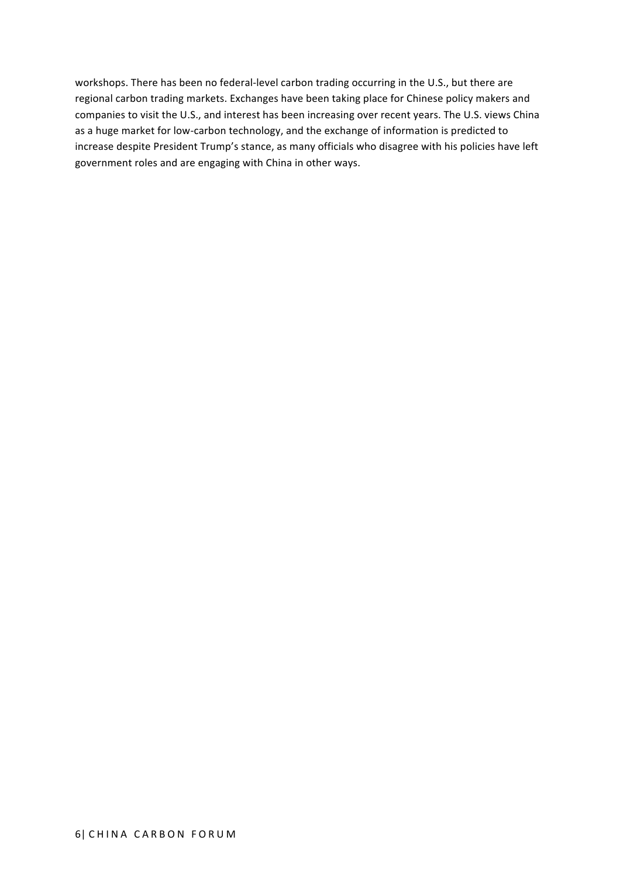workshops. There has been no federal-level carbon trading occurring in the U.S., but there are regional carbon trading markets. Exchanges have been taking place for Chinese policy makers and companies to visit the U.S., and interest has been increasing over recent years. The U.S. views China as a huge market for low-carbon technology, and the exchange of information is predicted to increase despite President Trump's stance, as many officials who disagree with his policies have left government roles and are engaging with China in other ways.